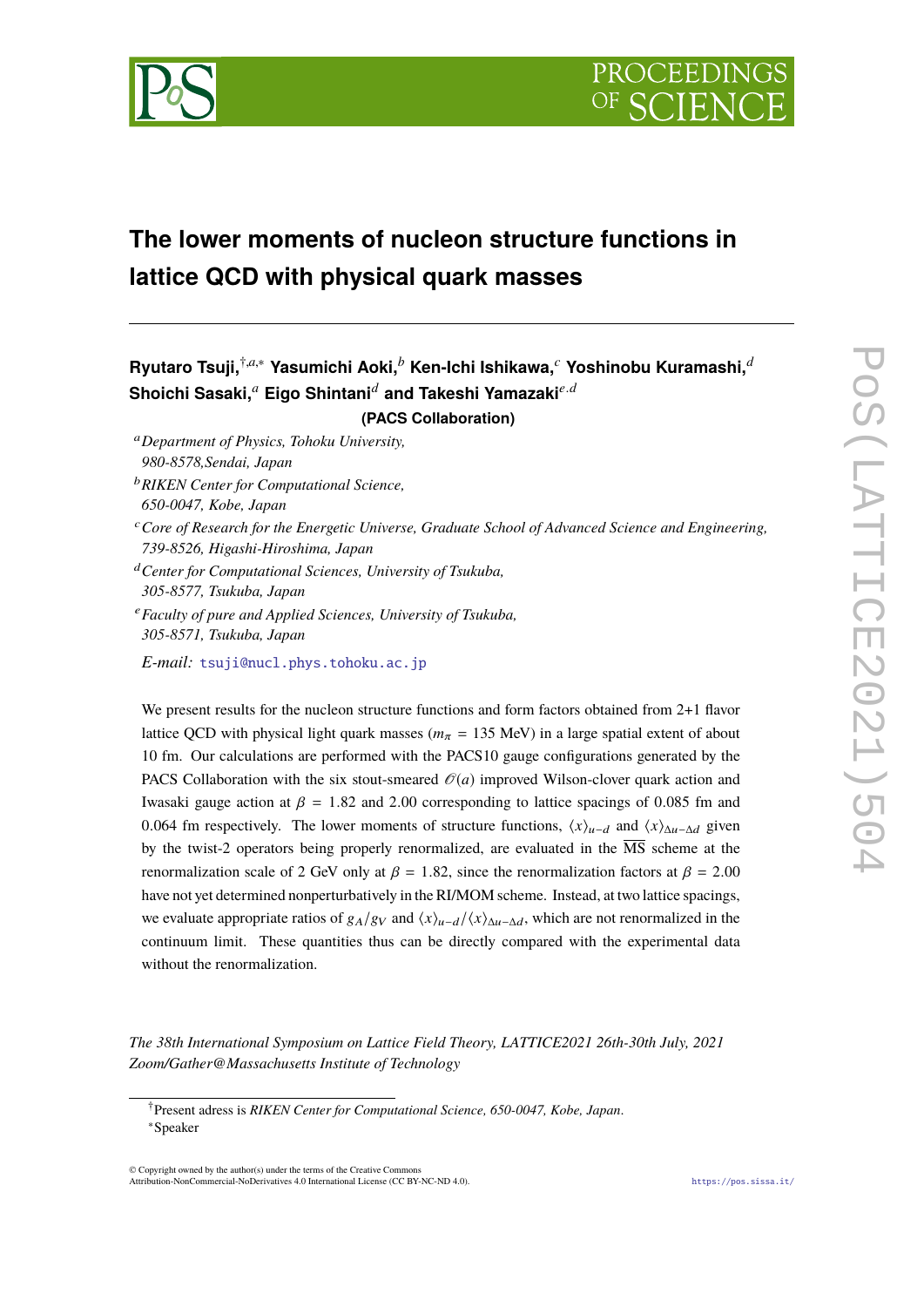# The lower moments of nucleon structure functions in lattice QCD with physical quark masses

**Ryutaro Tsuji,**[†,a,*] **Yasumichi Aoki,**[b] **Ken-Ichi Ishikawa,**[c] **Yoshinobu Kuramashi,**[d] **Shoichi Sasaki,**[a] **Eigo Shintani**[d] **and Takeshi Yamazaki**[e,d]

**(PACS Collaboration)**

[a] *Department of Physics, Tohoku University, 980-8578,Sendai, Japan*

[b] *RIKEN Center for Computational Science, 650-0047, Kobe, Japan*

[c] *Core of Research for the Energetic Universe, Graduate School of Advanced Science and Engineering, 739-8526, Higashi-Hiroshima, Japan*

[d] *Center for Computational Sciences, University of Tsukuba, 305-8577, Tsukuba, Japan*

[e] *Faculty of pure and Applied Sciences, University of Tsukuba, 305-8571, Tsukuba, Japan*

*E-mail:* tsuji@nucl.phys.tohoku.ac.jp

We present results for the nucleon structure functions and form factors obtained from 2+1 flavor lattice QCD with physical light quark masses ($m_\pi$ = 135 MeV) in a large spatial extent of about 10 fm. Our calculations are performed with the PACS10 gauge configurations generated by the PACS Collaboration with the six stout-smeared $\mathcal{O}(a)$ improved Wilson-clover quark action and Iwasaki gauge action at $\beta$ = 1.82 and 2.00 corresponding to lattice spacings of 0.085 fm and 0.064 fm respectively. The lower moments of structure functions, $\langle x \rangle_{u-d}$ and $\langle x \rangle_{\Delta u - \Delta d}$ given by the twist-2 operators being properly renormalized, are evaluated in the $\overline{\rm MS}$ scheme at the renormalization scale of 2 GeV only at $\beta$ = 1.82, since the renormalization factors at $\beta$ = 2.00 have not yet determined nonperturbatively in the RI/MOM scheme. Instead, at two lattice spacings, we evaluate appropriate ratios of $g_A/g_V$ and $\langle x \rangle_{u-d}/\langle x \rangle_{\Delta u - \Delta d}$, which are not renormalized in the continuum limit. These quantities thus can be directly compared with the experimental data without the renormalization.

*The 38th International Symposium on Lattice Field Theory, LATTICE2021 26th-30th July, 2021 Zoom/Gather@Massachusetts Institute of Technology*

[†] Present adress is *RIKEN Center for Computational Science, 650-0047, Kobe, Japan*.

[*] Speaker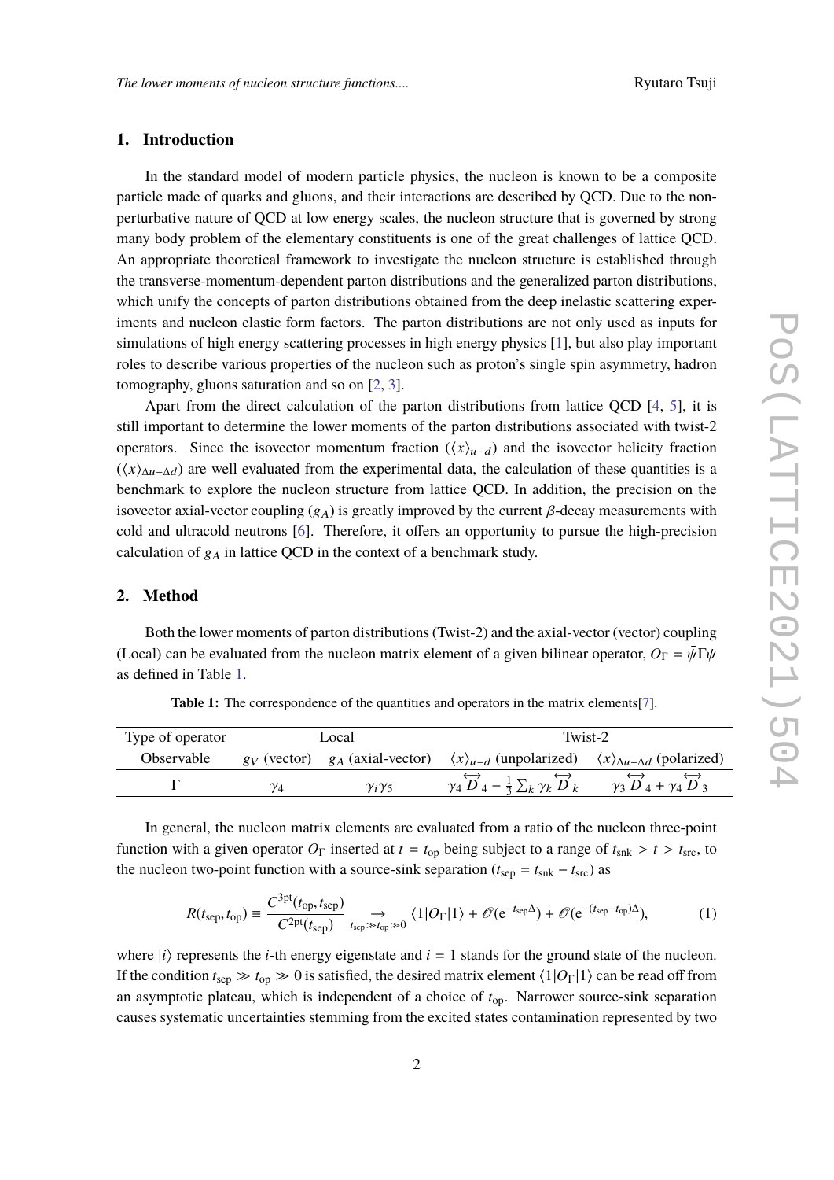## 1. Introduction

In the standard model of modern particle physics, the nucleon is known to be a composite particle made of quarks and gluons, and their interactions are described by QCD. Due to the non-perturbative nature of QCD at low energy scales, the nucleon structure that is governed by strong many body problem of the elementary constituents is one of the great challenges of lattice QCD. An appropriate theoretical framework to investigate the nucleon structure is established through the transverse-momentum-dependent parton distributions and the generalized parton distributions, which unify the concepts of parton distributions obtained from the deep inelastic scattering experiments and nucleon elastic form factors. The parton distributions are not only used as inputs for simulations of high energy scattering processes in high energy physics [1], but also play important roles to describe various properties of the nucleon such as proton's single spin asymmetry, hadron tomography, gluons saturation and so on [2, 3].

Apart from the direct calculation of the parton distributions from lattice QCD [4, 5], it is still important to determine the lower moments of the parton distributions associated with twist-2 operators. Since the isovector momentum fraction ($\langle x \rangle_{u-d}$) and the isovector helicity fraction ($\langle x \rangle_{\Delta u - \Delta d}$) are well evaluated from the experimental data, the calculation of these quantities is a benchmark to explore the nucleon structure from lattice QCD. In addition, the precision on the isovector axial-vector coupling ($g_A$) is greatly improved by the current $\beta$-decay measurements with cold and ultracold neutrons [6]. Therefore, it offers an opportunity to pursue the high-precision calculation of $g_A$ in lattice QCD in the context of a benchmark study.

## 2. Method

Both the lower moments of parton distributions (Twist-2) and the axial-vector (vector) coupling (Local) can be evaluated from the nucleon matrix element of a given bilinear operator, $O_\Gamma = \bar{\psi}\Gamma\psi$ as defined in Table 1.

**Table 1:** The correspondence of the quantities and operators in the matrix elements[7].

| Type of operator | Local | | Twist-2 | |
|---|---|---|---|---|
| Observable | $g_V$ (vector) | $g_A$ (axial-vector) | $\langle x \rangle_{u-d}$ (unpolarized) | $\langle x \rangle_{\Delta u - \Delta d}$ (polarized) |
| $\Gamma$ | $\gamma_4$ | $\gamma_i \gamma_5$ | $\gamma_4 \overleftrightarrow{D}_4 - \frac{1}{3}\sum_k \gamma_k \overleftrightarrow{D}_k$ | $\gamma_3 \overleftrightarrow{D}_4 + \gamma_4 \overleftrightarrow{D}_3$ |

In general, the nucleon matrix elements are evaluated from a ratio of the nucleon three-point function with a given operator $O_\Gamma$ inserted at $t = t_{\text{op}}$ being subject to a range of $t_{\text{snk}} > t > t_{\text{src}}$, to the nucleon two-point function with a source-sink separation ($t_{\text{sep}} = t_{\text{snk}} - t_{\text{src}}$) as

$$R(t_{\text{sep}}, t_{\text{op}}) \equiv \frac{C^{3\text{pt}}(t_{\text{op}}, t_{\text{sep}})}{C^{2\text{pt}}(t_{\text{sep}})} \underset{t_{\text{sep}} \gg t_{\text{op}} \gg 0}{\longrightarrow} \langle 1|O_\Gamma|1\rangle + \mathcal{O}(e^{-t_{\text{sep}}\Delta}) + \mathcal{O}(e^{-(t_{\text{sep}} - t_{\text{op}})\Delta}), \tag{1}$$

where $|i\rangle$ represents the $i$-th energy eigenstate and $i = 1$ stands for the ground state of the nucleon. If the condition $t_{\text{sep}} \gg t_{\text{op}} \gg 0$ is satisfied, the desired matrix element $\langle 1|O_\Gamma|1\rangle$ can be read off from an asymptotic plateau, which is independent of a choice of $t_{\text{op}}$. Narrower source-sink separation causes systematic uncertainties stemming from the excited states contamination represented by two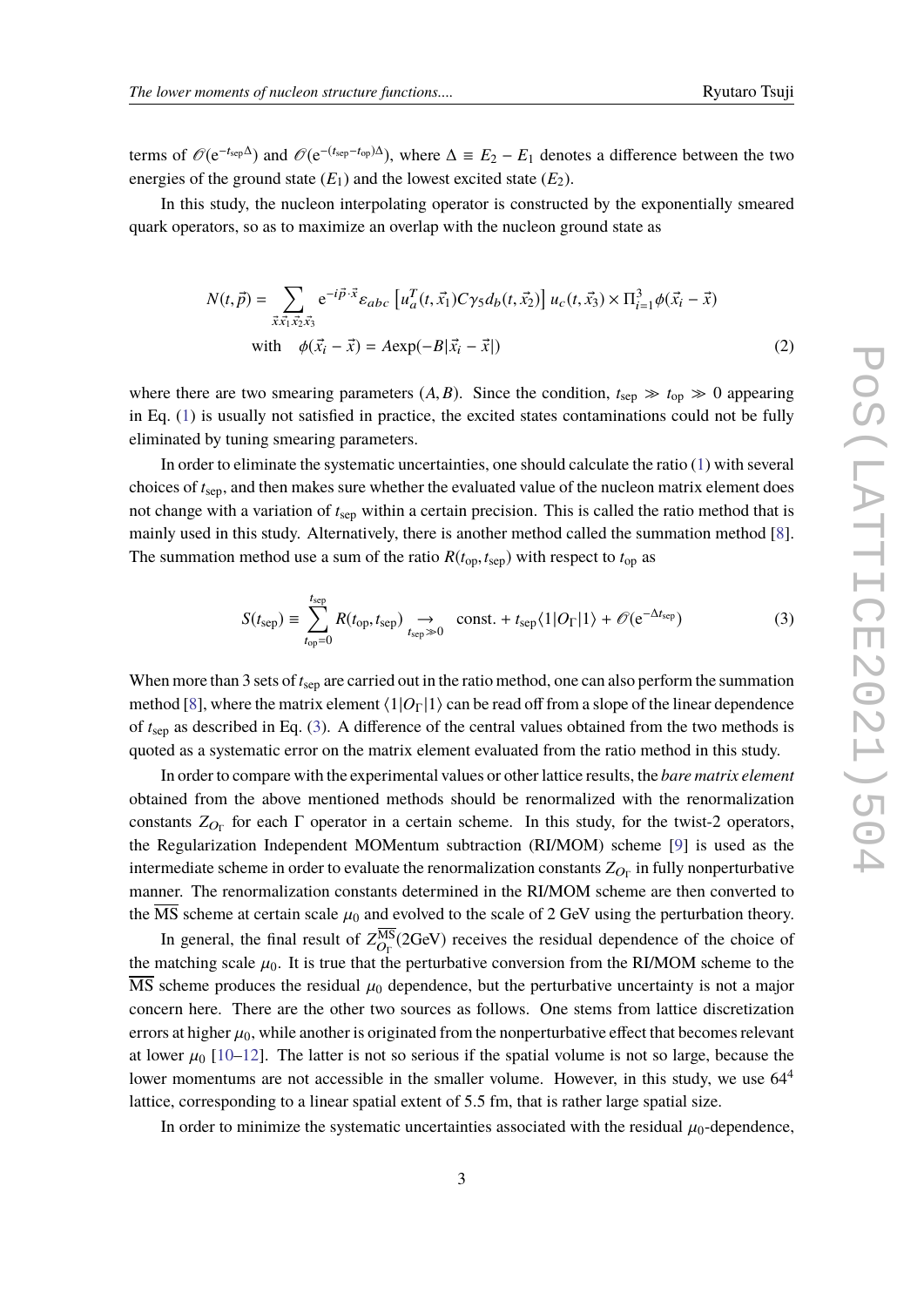terms of $\mathcal{O}(e^{-t_{\rm sep}\Delta})$ and $\mathcal{O}(e^{-(t_{\rm sep}-t_{\rm op})\Delta})$, where $\Delta \equiv E_2 - E_1$ denotes a difference between the two energies of the ground state ($E_1$) and the lowest excited state ($E_2$).

In this study, the nucleon interpolating operator is constructed by the exponentially smeared quark operators, so as to maximize an overlap with the nucleon ground state as

$$
\begin{aligned}
N(t,\vec{p}) &= \sum_{\vec{x}\vec{x}_1\vec{x}_2\vec{x}_3} e^{-i\vec{p}\cdot\vec{x}} \varepsilon_{abc} \left[ u_a^T(t,\vec{x}_1) C\gamma_5 d_b(t,\vec{x}_2) \right] u_c(t,\vec{x}_3) \times \Pi_{i=1}^{3} \phi(\vec{x}_i - \vec{x}) \\
&\text{with} \quad \phi(\vec{x}_i - \vec{x}) = A\exp(-B|\vec{x}_i - \vec{x}|)
\end{aligned}
\tag{2}
$$

where there are two smearing parameters $(A, B)$. Since the condition, $t_{\rm sep} \gg t_{\rm op} \gg 0$ appearing in Eq. (1) is usually not satisfied in practice, the excited states contaminations could not be fully eliminated by tuning smearing parameters.

In order to eliminate the systematic uncertainties, one should calculate the ratio (1) with several choices of $t_{\rm sep}$, and then makes sure whether the evaluated value of the nucleon matrix element does not change with a variation of $t_{\rm sep}$ within a certain precision. This is called the ratio method that is mainly used in this study. Alternatively, there is another method called the summation method [8]. The summation method use a sum of the ratio $R(t_{\rm op}, t_{\rm sep})$ with respect to $t_{\rm op}$ as

$$
S(t_{\rm sep}) \equiv \sum_{t_{\rm op}=0}^{t_{\rm sep}} R(t_{\rm op}, t_{\rm sep}) \underset{t_{\rm sep}\gg 0}{\longrightarrow} \text{const.} + t_{\rm sep}\langle 1|O_\Gamma|1\rangle + \mathcal{O}(e^{-\Delta t_{\rm sep}})
\tag{3}
$$

When more than 3 sets of $t_{\rm sep}$ are carried out in the ratio method, one can also perform the summation method [8], where the matrix element $\langle 1|O_\Gamma|1\rangle$ can be read off from a slope of the linear dependence of $t_{\rm sep}$ as described in Eq. (3). A difference of the central values obtained from the two methods is quoted as a systematic error on the matrix element evaluated from the ratio method in this study.

In order to compare with the experimental values or other lattice results, the *bare matrix element* obtained from the above mentioned methods should be renormalized with the renormalization constants $Z_{O_\Gamma}$ for each $\Gamma$ operator in a certain scheme. In this study, for the twist-2 operators, the Regularization Independent MOMentum subtraction (RI/MOM) scheme [9] is used as the intermediate scheme in order to evaluate the renormalization constants $Z_{O_\Gamma}$ in fully nonperturbative manner. The renormalization constants determined in the RI/MOM scheme are then converted to the $\overline{\rm MS}$ scheme at certain scale $\mu_0$ and evolved to the scale of 2 GeV using the perturbation theory.

In general, the final result of $Z_{O_\Gamma}^{\overline{\rm MS}}(2\text{GeV})$ receives the residual dependence of the choice of the matching scale $\mu_0$. It is true that the perturbative conversion from the RI/MOM scheme to the $\overline{\rm MS}$ scheme produces the residual $\mu_0$ dependence, but the perturbative uncertainty is not a major concern here. There are the other two sources as follows. One stems from lattice discretization errors at higher $\mu_0$, while another is originated from the nonperturbative effect that becomes relevant at lower $\mu_0$ [10–12]. The latter is not so serious if the spatial volume is not so large, because the lower momentums are not accessible in the smaller volume. However, in this study, we use $64^4$ lattice, corresponding to a linear spatial extent of 5.5 fm, that is rather large spatial size.

In order to minimize the systematic uncertainties associated with the residual $\mu_0$-dependence,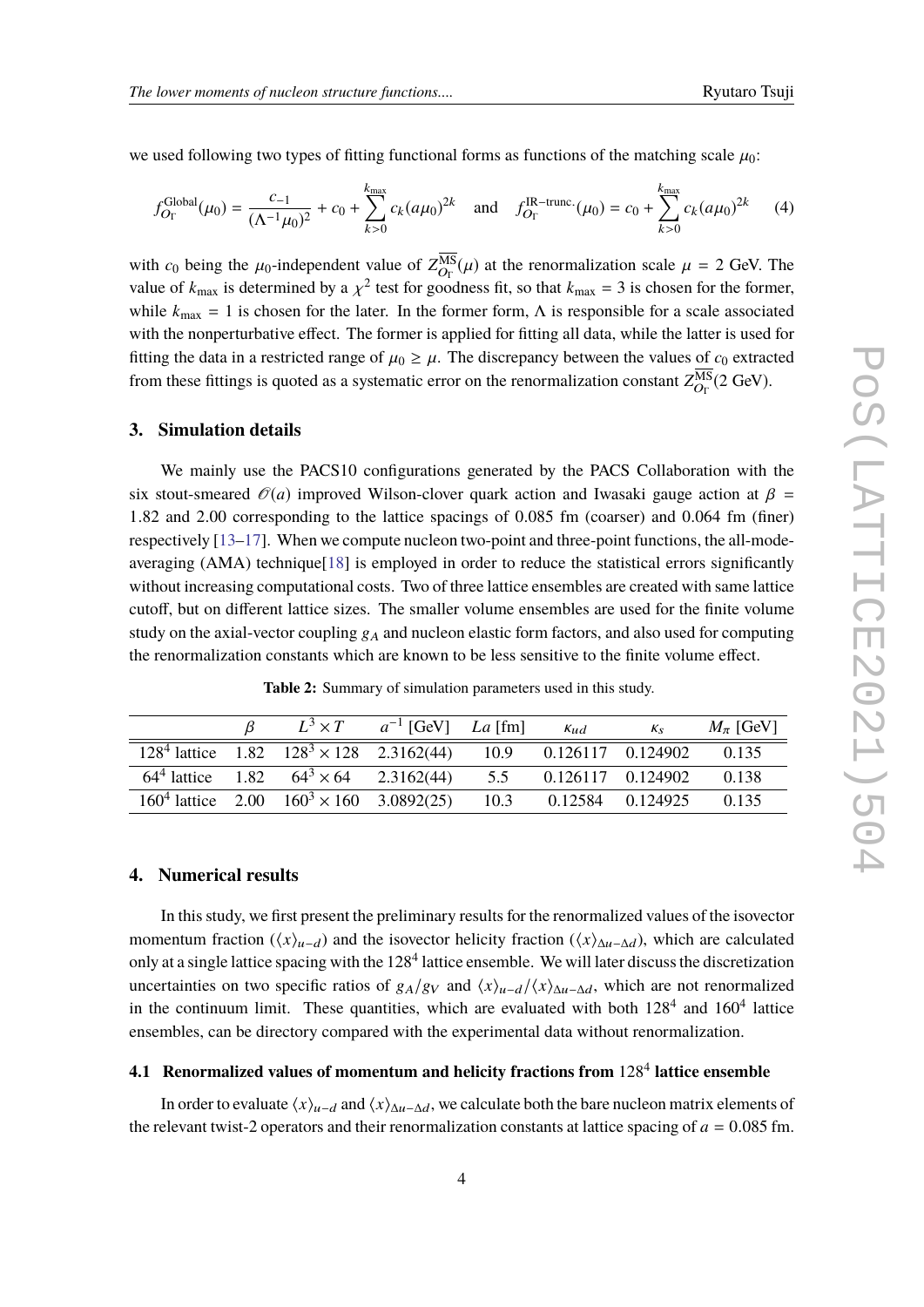we used following two types of fitting functional forms as functions of the matching scale $\mu_0$:

$$f_{O_\Gamma}^{\text{Global}}(\mu_0) = \frac{c_{-1}}{(\Lambda^{-1}\mu_0)^2} + c_0 + \sum_{k>0}^{k_{\max}} c_k (a\mu_0)^{2k} \quad \text{and} \quad f_{O_\Gamma}^{\text{IR-trunc.}}(\mu_0) = c_0 + \sum_{k>0}^{k_{\max}} c_k (a\mu_0)^{2k} \tag{4}$$

with $c_0$ being the $\mu_0$-independent value of $Z_{O_\Gamma}^{\overline{\text{MS}}}(\mu)$ at the renormalization scale $\mu = 2$ GeV. The value of $k_{\max}$ is determined by a $\chi^2$ test for goodness fit, so that $k_{\max} = 3$ is chosen for the former, while $k_{\max} = 1$ is chosen for the later. In the former form, $\Lambda$ is responsible for a scale associated with the nonperturbative effect. The former is applied for fitting all data, while the latter is used for fitting the data in a restricted range of $\mu_0 \geq \mu$. The discrepancy between the values of $c_0$ extracted from these fittings is quoted as a systematic error on the renormalization constant $Z_{O_\Gamma}^{\overline{\text{MS}}}(2 \text{ GeV})$.

## 3. Simulation details

We mainly use the PACS10 configurations generated by the PACS Collaboration with the six stout-smeared $\mathcal{O}(a)$ improved Wilson-clover quark action and Iwasaki gauge action at $\beta = 1.82$ and $2.00$ corresponding to the lattice spacings of 0.085 fm (coarser) and 0.064 fm (finer) respectively [13–17]. When we compute nucleon two-point and three-point functions, the all-mode-averaging (AMA) technique[18] is employed in order to reduce the statistical errors significantly without increasing computational costs. Two of three lattice ensembles are created with same lattice cutoff, but on different lattice sizes. The smaller volume ensembles are used for the finite volume study on the axial-vector coupling $g_A$ and nucleon elastic form factors, and also used for computing the renormalization constants which are known to be less sensitive to the finite volume effect.

**Table 2:** Summary of simulation parameters used in this study.

| | $\beta$ | $L^3 \times T$ | $a^{-1}$ [GeV] | $La$ [fm] | $\kappa_{ud}$ | $\kappa_s$ | $M_\pi$ [GeV] |
|---|---|---|---|---|---|---|---|
| $128^4$ lattice | 1.82 | $128^3 \times 128$ | 2.3162(44) | 10.9 | 0.126117 | 0.124902 | 0.135 |
| $64^4$ lattice | 1.82 | $64^3 \times 64$ | 2.3162(44) | 5.5 | 0.126117 | 0.124902 | 0.138 |
| $160^4$ lattice | 2.00 | $160^3 \times 160$ | 3.0892(25) | 10.3 | 0.12584 | 0.124925 | 0.135 |

## 4. Numerical results

In this study, we first present the preliminary results for the renormalized values of the isovector momentum fraction ($\langle x \rangle_{u-d}$) and the isovector helicity fraction ($\langle x \rangle_{\Delta u - \Delta d}$), which are calculated only at a single lattice spacing with the $128^4$ lattice ensemble. We will later discuss the discretization uncertainties on two specific ratios of $g_A/g_V$ and $\langle x \rangle_{u-d}/\langle x \rangle_{\Delta u - \Delta d}$, which are not renormalized in the continuum limit. These quantities, which are evaluated with both $128^4$ and $160^4$ lattice ensembles, can be directory compared with the experimental data without renormalization.

### 4.1 Renormalized values of momentum and helicity fractions from $128^4$ lattice ensemble

In order to evaluate $\langle x \rangle_{u-d}$ and $\langle x \rangle_{\Delta u - \Delta d}$, we calculate both the bare nucleon matrix elements of the relevant twist-2 operators and their renormalization constants at lattice spacing of $a = 0.085$ fm.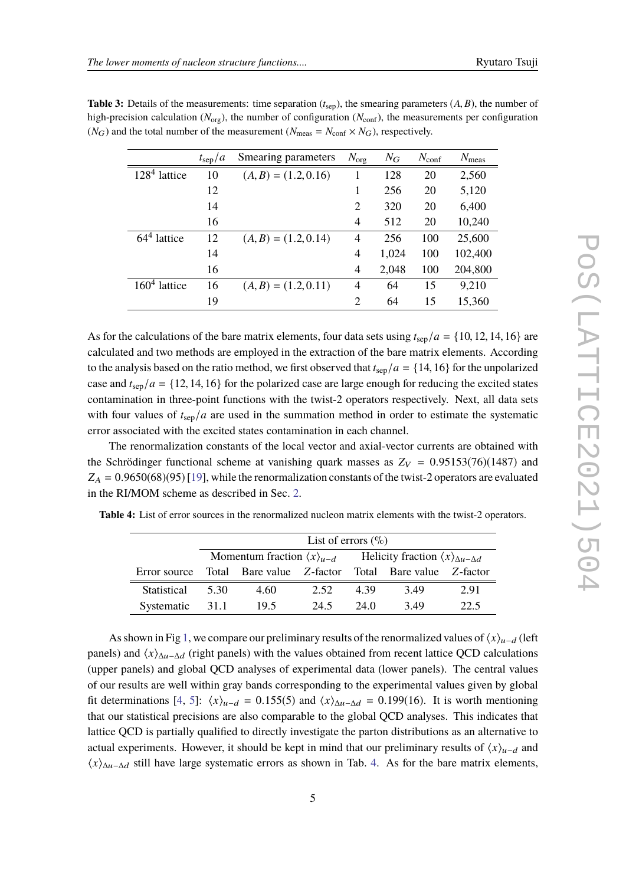**Table 3:** Details of the measurements: time separation ($t_{\rm sep}$), the smearing parameters $(A, B)$, the number of high-precision calculation ($N_{\rm org}$), the number of configuration ($N_{\rm conf}$), the measurements per configuration ($N_G$) and the total number of the measurement ($N_{\rm meas} = N_{\rm conf} \times N_G$), respectively.

| | $t_{\rm sep}/a$ | Smearing parameters | $N_{\rm org}$ | $N_G$ | $N_{\rm conf}$ | $N_{\rm meas}$ |
|---|---|---|---|---|---|---|
| $128^4$ lattice | 10 | $(A, B) = (1.2, 0.16)$ | 1 | 128 | 20 | 2,560 |
| | 12 | | 1 | 256 | 20 | 5,120 |
| | 14 | | 2 | 320 | 20 | 6,400 |
| | 16 | | 4 | 512 | 20 | 10,240 |
| $64^4$ lattice | 12 | $(A, B) = (1.2, 0.14)$ | 4 | 256 | 100 | 25,600 |
| | 14 | | 4 | 1,024 | 100 | 102,400 |
| | 16 | | 4 | 2,048 | 100 | 204,800 |
| $160^4$ lattice | 16 | $(A, B) = (1.2, 0.11)$ | 4 | 64 | 15 | 9,210 |
| | 19 | | 2 | 64 | 15 | 15,360 |

As for the calculations of the bare matrix elements, four data sets using $t_{\rm sep}/a = \{10, 12, 14, 16\}$ are calculated and two methods are employed in the extraction of the bare matrix elements. According to the analysis based on the ratio method, we first observed that $t_{\rm sep}/a = \{14, 16\}$ for the unpolarized case and $t_{\rm sep}/a = \{12, 14, 16\}$ for the polarized case are large enough for reducing the excited states contamination in three-point functions with the twist-2 operators respectively. Next, all data sets with four values of $t_{\rm sep}/a$ are used in the summation method in order to estimate the systematic error associated with the excited states contamination in each channel.

The renormalization constants of the local vector and axial-vector currents are obtained with the Schrödinger functional scheme at vanishing quark masses as $Z_V = 0.95153(76)(1487)$ and $Z_A = 0.9650(68)(95)$ [19], while the renormalization constants of the twist-2 operators are evaluated in the RI/MOM scheme as described in Sec. 2.

**Table 4:** List of error sources in the renormalized nucleon matrix elements with the twist-2 operators.

| | List of errors (%) | | | | | |
|---|---|---|---|---|---|---|
| | Momentum fraction $\langle x \rangle_{u-d}$ | | | Helicity fraction $\langle x \rangle_{\Delta u - \Delta d}$ | | |
| Error source | Total | Bare value | $Z$-factor | Total | Bare value | $Z$-factor |
| Statistical | 5.30 | 4.60 | 2.52 | 4.39 | 3.49 | 2.91 |
| Systematic | 31.1 | 19.5 | 24.5 | 24.0 | 3.49 | 22.5 |

As shown in Fig 1, we compare our preliminary results of the renormalized values of $\langle x \rangle_{u-d}$ (left panels) and $\langle x \rangle_{\Delta u - \Delta d}$ (right panels) with the values obtained from recent lattice QCD calculations (upper panels) and global QCD analyses of experimental data (lower panels). The central values of our results are well within gray bands corresponding to the experimental values given by global fit determinations [4, 5]: $\langle x \rangle_{u-d} = 0.155(5)$ and $\langle x \rangle_{\Delta u - \Delta d} = 0.199(16)$. It is worth mentioning that our statistical precisions are also comparable to the global QCD analyses. This indicates that lattice QCD is partially qualified to directly investigate the parton distributions as an alternative to actual experiments. However, it should be kept in mind that our preliminary results of $\langle x \rangle_{u-d}$ and $\langle x \rangle_{\Delta u - \Delta d}$ still have large systematic errors as shown in Tab. 4. As for the bare matrix elements,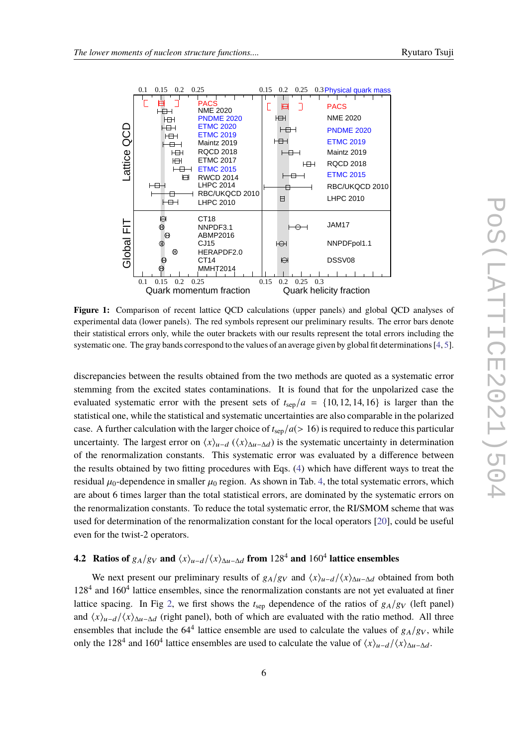**Figure 1:** Comparison of recent lattice QCD calculations (upper panels) and global QCD analyses of experimental data (lower panels). The red symbols represent our preliminary results. The error bars denote their statistical errors only, while the outer brackets with our results represent the total errors including the systematic one. The gray bands correspond to the values of an average given by global fit determinations [4, 5].

discrepancies between the results obtained from the two methods are quoted as a systematic error stemming from the excited states contaminations. It is found that for the unpolarized case the evaluated systematic error with the present sets of $t_{\rm sep}/a = \{10, 12, 14, 16\}$ is larger than the statistical one, while the statistical and systematic uncertainties are also comparable in the polarized case. A further calculation with the larger choice of $t_{\rm sep}/a (> 16)$ is required to reduce this particular uncertainty. The largest error on $\langle x\rangle_{u-d}$ ($\langle x\rangle_{\Delta u-\Delta d}$) is the systematic uncertainty in determination of the renormalization constants. This systematic error was evaluated by a difference between the results obtained by two fitting procedures with Eqs. (4) which have different ways to treat the residual $\mu_0$-dependence in smaller $\mu_0$ region. As shown in Tab. 4, the total systematic errors, which are about 6 times larger than the total statistical errors, are dominated by the systematic errors on the renormalization constants. To reduce the total systematic error, the RI/SMOM scheme that was used for determination of the renormalization constant for the local operators [20], could be useful even for the twist-2 operators.

### 4.2 Ratios of $g_A/g_V$ and $\langle x\rangle_{u-d}/\langle x\rangle_{\Delta u-\Delta d}$ from $128^4$ and $160^4$ lattice ensembles

We next present our preliminary results of $g_A/g_V$ and $\langle x\rangle_{u-d}/\langle x\rangle_{\Delta u-\Delta d}$ obtained from both $128^4$ and $160^4$ lattice ensembles, since the renormalization constants are not yet evaluated at finer lattice spacing. In Fig 2, we first shows the $t_{\rm sep}$ dependence of the ratios of $g_A/g_V$ (left panel) and $\langle x\rangle_{u-d}/\langle x\rangle_{\Delta u-\Delta d}$ (right panel), both of which are evaluated with the ratio method. All three ensembles that include the $64^4$ lattice ensemble are used to calculate the values of $g_A/g_V$, while only the $128^4$ and $160^4$ lattice ensembles are used to calculate the value of $\langle x\rangle_{u-d}/\langle x\rangle_{\Delta u-\Delta d}$.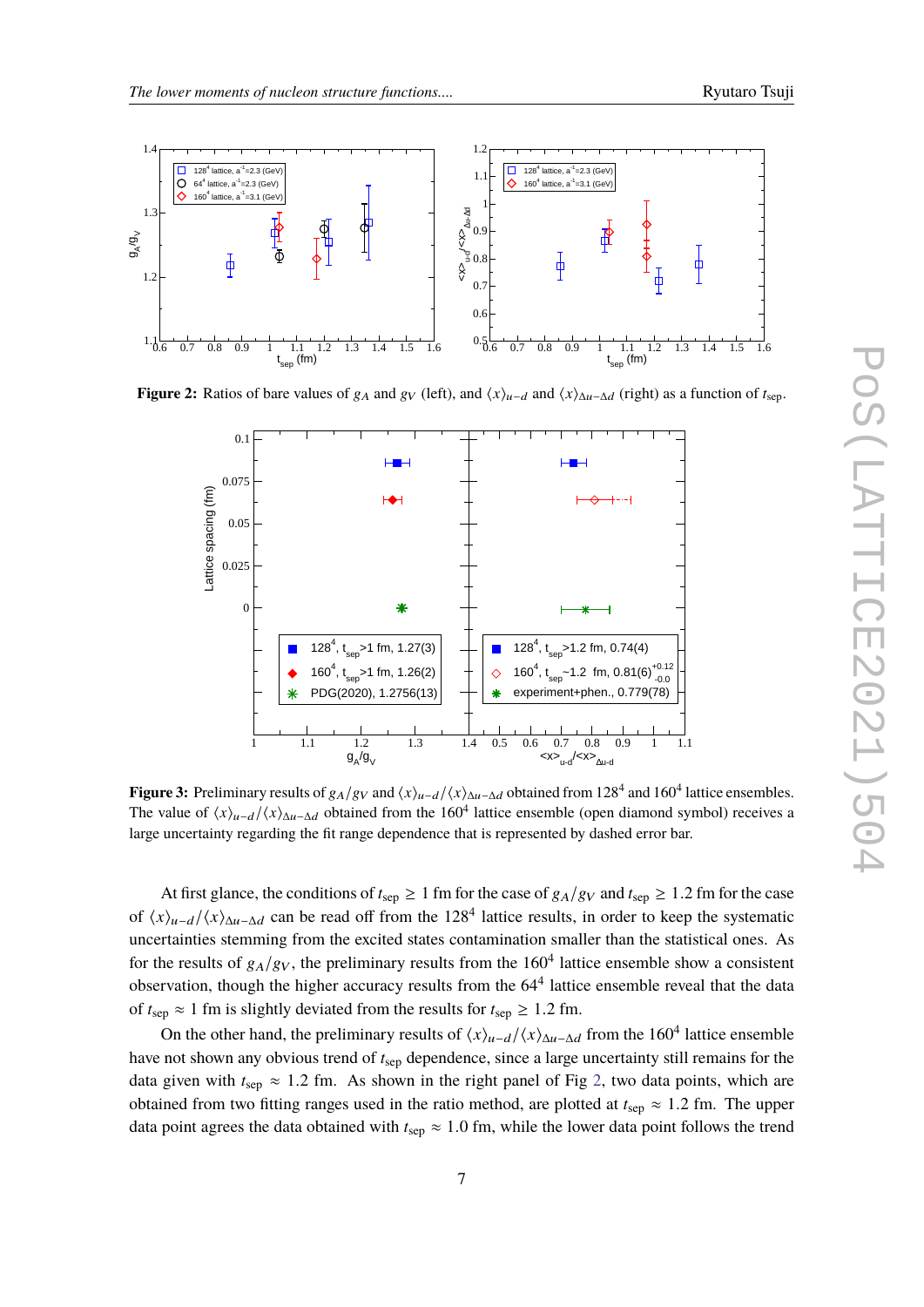**Figure 2:** Ratios of bare values of $g_A$ and $g_V$ (left), and $\langle x \rangle_{u-d}$ and $\langle x \rangle_{\Delta u - \Delta d}$ (right) as a function of $t_{\rm sep}$.

**Figure 3:** Preliminary results of $g_A/g_V$ and $\langle x \rangle_{u-d}/\langle x \rangle_{\Delta u-\Delta d}$ obtained from $128^4$ and $160^4$ lattice ensembles. The value of $\langle x \rangle_{u-d}/\langle x \rangle_{\Delta u-\Delta d}$ obtained from the $160^4$ lattice ensemble (open diamond symbol) receives a large uncertainty regarding the fit range dependence that is represented by dashed error bar.

At first glance, the conditions of $t_{\rm sep} \geq 1$ fm for the case of $g_A/g_V$ and $t_{\rm sep} \geq 1.2$ fm for the case of $\langle x \rangle_{u-d}/\langle x \rangle_{\Delta u-\Delta d}$ can be read off from the $128^4$ lattice results, in order to keep the systematic uncertainties stemming from the excited states contamination smaller than the statistical ones. As for the results of $g_A/g_V$, the preliminary results from the $160^4$ lattice ensemble show a consistent observation, though the higher accuracy results from the $64^4$ lattice ensemble reveal that the data of $t_{\rm sep} \approx 1$ fm is slightly deviated from the results for $t_{\rm sep} \geq 1.2$ fm.

On the other hand, the preliminary results of $\langle x \rangle_{u-d}/\langle x \rangle_{\Delta u-\Delta d}$ from the $160^4$ lattice ensemble have not shown any obvious trend of $t_{\rm sep}$ dependence, since a large uncertainty still remains for the data given with $t_{\rm sep} \approx 1.2$ fm. As shown in the right panel of Fig 2, two data points, which are obtained from two fitting ranges used in the ratio method, are plotted at $t_{\rm sep} \approx 1.2$ fm. The upper data point agrees the data obtained with $t_{\rm sep} \approx 1.0$ fm, while the lower data point follows the trend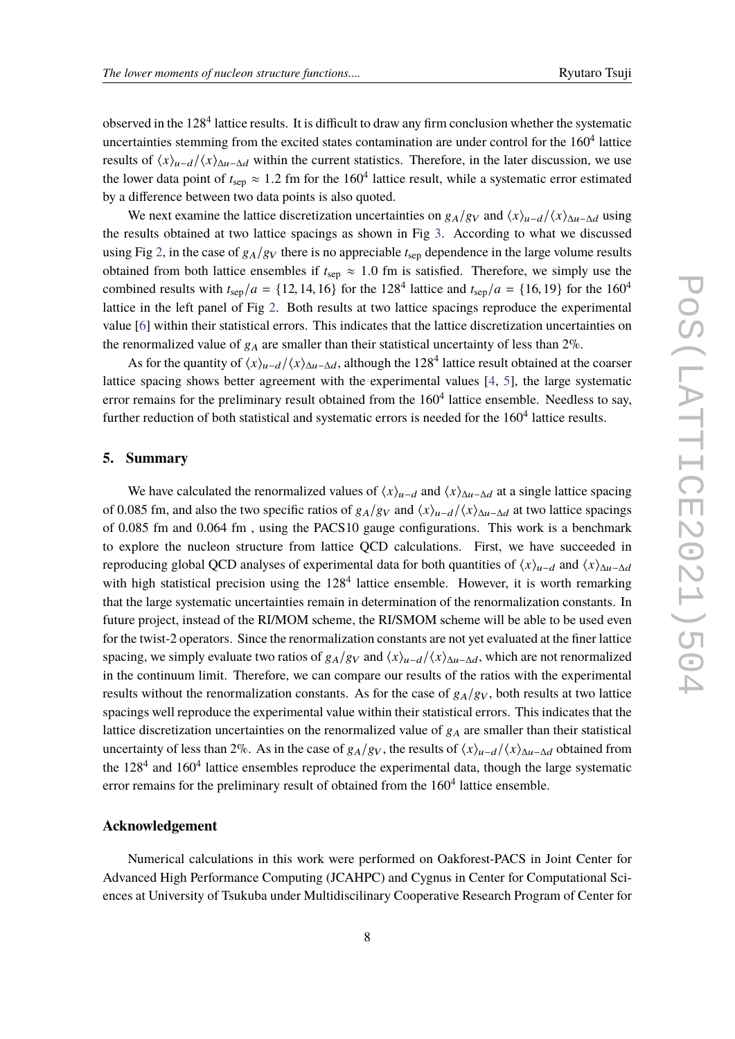observed in the $128^4$ lattice results. It is difficult to draw any firm conclusion whether the systematic uncertainties stemming from the excited states contamination are under control for the $160^4$ lattice results of $\langle x \rangle_{u-d}/\langle x \rangle_{\Delta u - \Delta d}$ within the current statistics. Therefore, in the later discussion, we use the lower data point of $t_{\rm sep} \approx 1.2$ fm for the $160^4$ lattice result, while a systematic error estimated by a difference between two data points is also quoted.

We next examine the lattice discretization uncertainties on $g_A/g_V$ and $\langle x \rangle_{u-d}/\langle x \rangle_{\Delta u - \Delta d}$ using the results obtained at two lattice spacings as shown in Fig 3. According to what we discussed using Fig 2, in the case of $g_A/g_V$ there is no appreciable $t_{\rm sep}$ dependence in the large volume results obtained from both lattice ensembles if $t_{\rm sep} \approx 1.0$ fm is satisfied. Therefore, we simply use the combined results with $t_{\rm sep}/a = \{12, 14, 16\}$ for the $128^4$ lattice and $t_{\rm sep}/a = \{16, 19\}$ for the $160^4$ lattice in the left panel of Fig 2. Both results at two lattice spacings reproduce the experimental value [6] within their statistical errors. This indicates that the lattice discretization uncertainties on the renormalized value of $g_A$ are smaller than their statistical uncertainty of less than 2%.

As for the quantity of $\langle x \rangle_{u-d}/\langle x \rangle_{\Delta u - \Delta d}$, although the $128^4$ lattice result obtained at the coarser lattice spacing shows better agreement with the experimental values [4, 5], the large systematic error remains for the preliminary result obtained from the $160^4$ lattice ensemble. Needless to say, further reduction of both statistical and systematic errors is needed for the $160^4$ lattice results.

## 5. Summary

We have calculated the renormalized values of $\langle x \rangle_{u-d}$ and $\langle x \rangle_{\Delta u - \Delta d}$ at a single lattice spacing of 0.085 fm, and also the two specific ratios of $g_A/g_V$ and $\langle x \rangle_{u-d}/\langle x \rangle_{\Delta u - \Delta d}$ at two lattice spacings of 0.085 fm and 0.064 fm , using the PACS10 gauge configurations. This work is a benchmark to explore the nucleon structure from lattice QCD calculations. First, we have succeeded in reproducing global QCD analyses of experimental data for both quantities of $\langle x \rangle_{u-d}$ and $\langle x \rangle_{\Delta u - \Delta d}$ with high statistical precision using the $128^4$ lattice ensemble. However, it is worth remarking that the large systematic uncertainties remain in determination of the renormalization constants. In future project, instead of the RI/MOM scheme, the RI/SMOM scheme will be able to be used even for the twist-2 operators. Since the renormalization constants are not yet evaluated at the finer lattice spacing, we simply evaluate two ratios of $g_A/g_V$ and $\langle x \rangle_{u-d}/\langle x \rangle_{\Delta u - \Delta d}$, which are not renormalized in the continuum limit. Therefore, we can compare our results of the ratios with the experimental results without the renormalization constants. As for the case of $g_A/g_V$, both results at two lattice spacings well reproduce the experimental value within their statistical errors. This indicates that the lattice discretization uncertainties on the renormalized value of $g_A$ are smaller than their statistical uncertainty of less than 2%. As in the case of $g_A/g_V$, the results of $\langle x \rangle_{u-d}/\langle x \rangle_{\Delta u - \Delta d}$ obtained from the $128^4$ and $160^4$ lattice ensembles reproduce the experimental data, though the large systematic error remains for the preliminary result of obtained from the $160^4$ lattice ensemble.

## Acknowledgement

Numerical calculations in this work were performed on Oakforest-PACS in Joint Center for Advanced High Performance Computing (JCAHPC) and Cygnus in Center for Computational Sciences at University of Tsukuba under Multidiscilinary Cooperative Research Program of Center for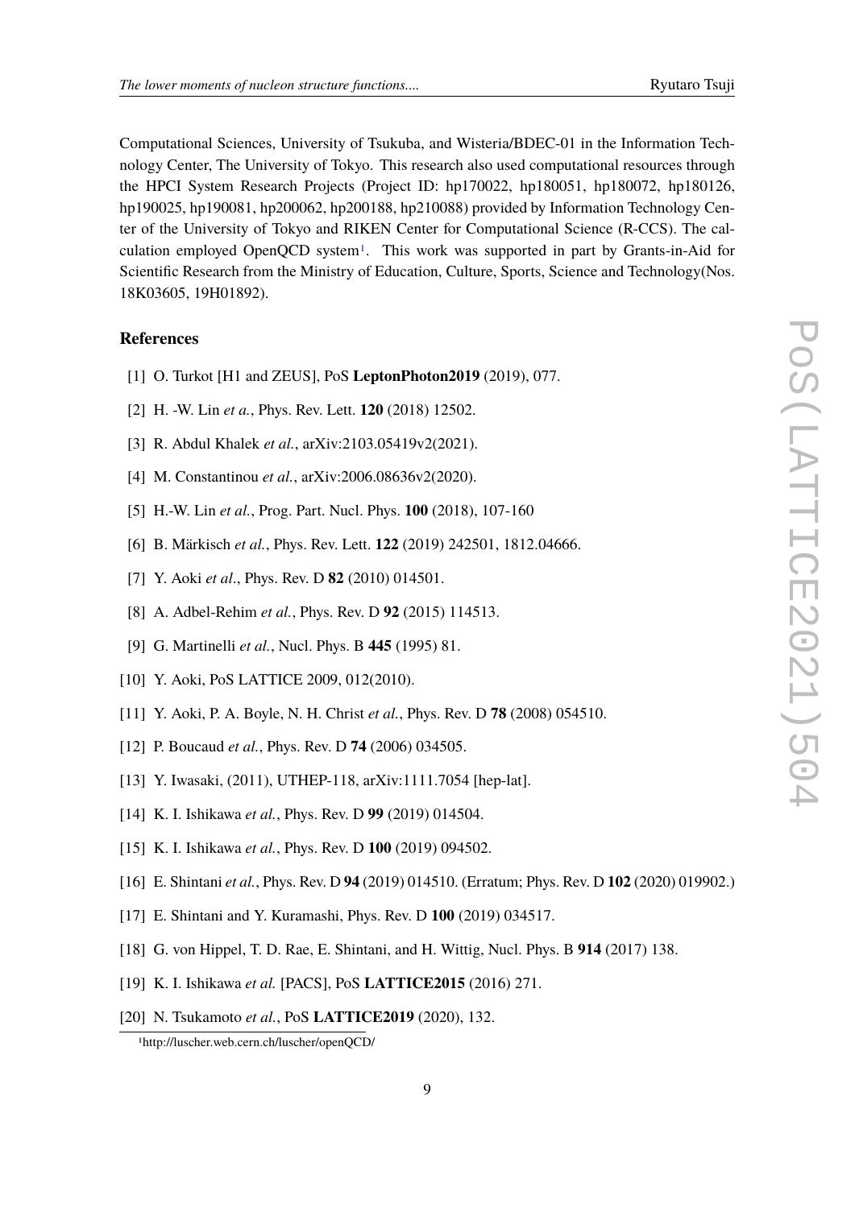Computational Sciences, University of Tsukuba, and Wisteria/BDEC-01 in the Information Technology Center, The University of Tokyo. This research also used computational resources through the HPCI System Research Projects (Project ID: hp170022, hp180051, hp180072, hp180126, hp190025, hp190081, hp200062, hp200188, hp210088) provided by Information Technology Center of the University of Tokyo and RIKEN Center for Computational Science (R-CCS). The calculation employed OpenQCD system[1]. This work was supported in part by Grants-in-Aid for Scientific Research from the Ministry of Education, Culture, Sports, Science and Technology(Nos. 18K03605, 19H01892).

## References

[1] O. Turkot [H1 and ZEUS], PoS **LeptonPhoton2019** (2019), 077.

[2] H. -W. Lin *et a.*, Phys. Rev. Lett. **120** (2018) 12502.

[3] R. Abdul Khalek *et al.*, arXiv:2103.05419v2(2021).

[4] M. Constantinou *et al.*, arXiv:2006.08636v2(2020).

[5] H.-W. Lin *et al.*, Prog. Part. Nucl. Phys. **100** (2018), 107-160

[6] B. Märkisch *et al.*, Phys. Rev. Lett. **122** (2019) 242501, 1812.04666.

[7] Y. Aoki *et al*., Phys. Rev. D **82** (2010) 014501.

[8] A. Adbel-Rehim *et al.*, Phys. Rev. D **92** (2015) 114513.

[9] G. Martinelli *et al.*, Nucl. Phys. B **445** (1995) 81.

[10] Y. Aoki, PoS LATTICE 2009, 012(2010).

[11] Y. Aoki, P. A. Boyle, N. H. Christ *et al.*, Phys. Rev. D **78** (2008) 054510.

[12] P. Boucaud *et al.*, Phys. Rev. D **74** (2006) 034505.

[13] Y. Iwasaki, (2011), UTHEP-118, arXiv:1111.7054 [hep-lat].

[14] K. I. Ishikawa *et al.*, Phys. Rev. D **99** (2019) 014504.

[15] K. I. Ishikawa *et al.*, Phys. Rev. D **100** (2019) 094502.

[16] E. Shintani *et al.*, Phys. Rev. D **94** (2019) 014510. (Erratum; Phys. Rev. D **102** (2020) 019902.)

[17] E. Shintani and Y. Kuramashi, Phys. Rev. D **100** (2019) 034517.

[18] G. von Hippel, T. D. Rae, E. Shintani, and H. Wittig, Nucl. Phys. B **914** (2017) 138.

[19] K. I. Ishikawa *et al.* [PACS], PoS **LATTICE2015** (2016) 271.

[20] N. Tsukamoto *et al.*, PoS **LATTICE2019** (2020), 132.

[1] http://luscher.web.cern.ch/luscher/openQCD/